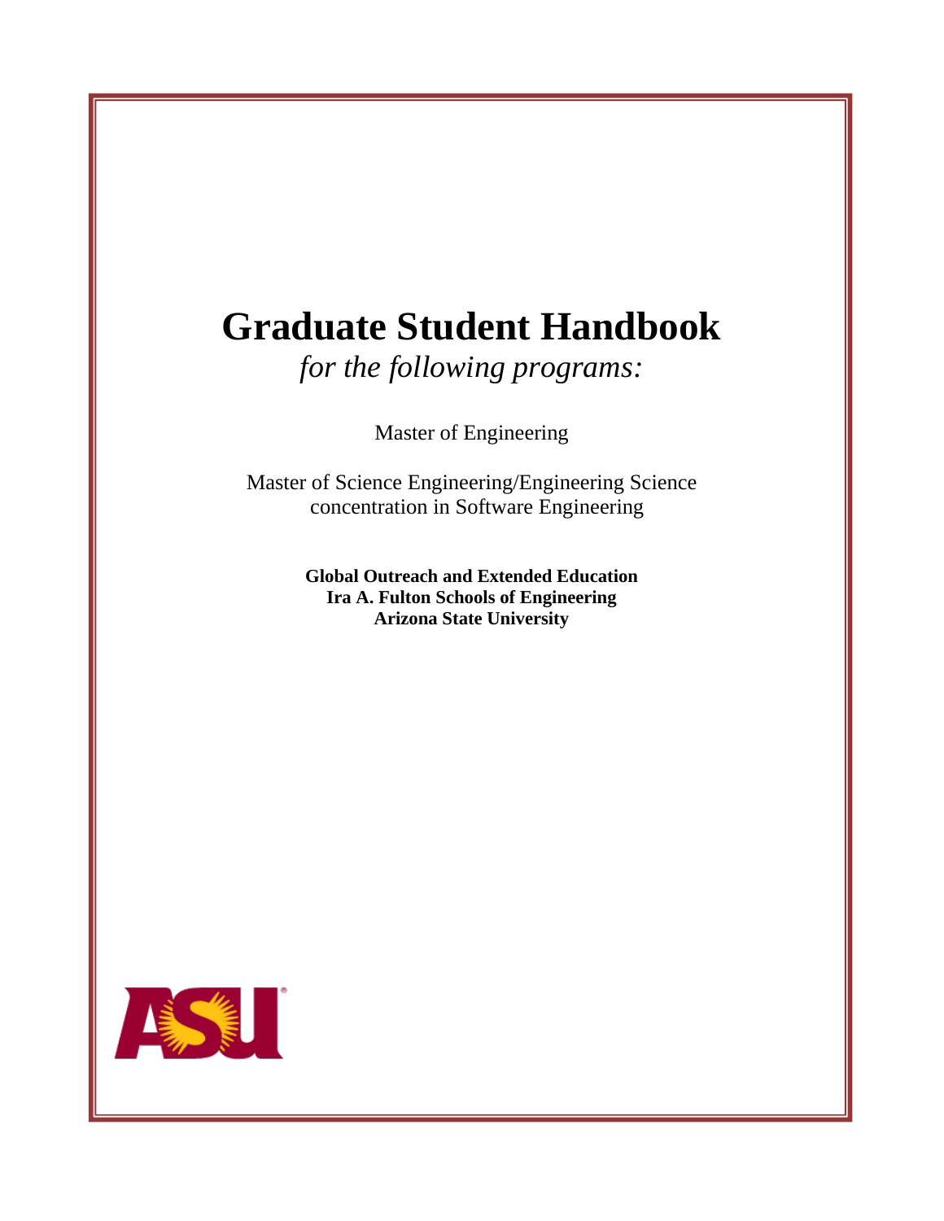# Graduate Student Handbook

*for the following programs:*

Master of Engineering

Master of Science Engineering/Engineering Science
concentration in Software Engineering

**Global Outreach and Extended Education**
**Ira A. Fulton Schools of Engineering**
**Arizona State University**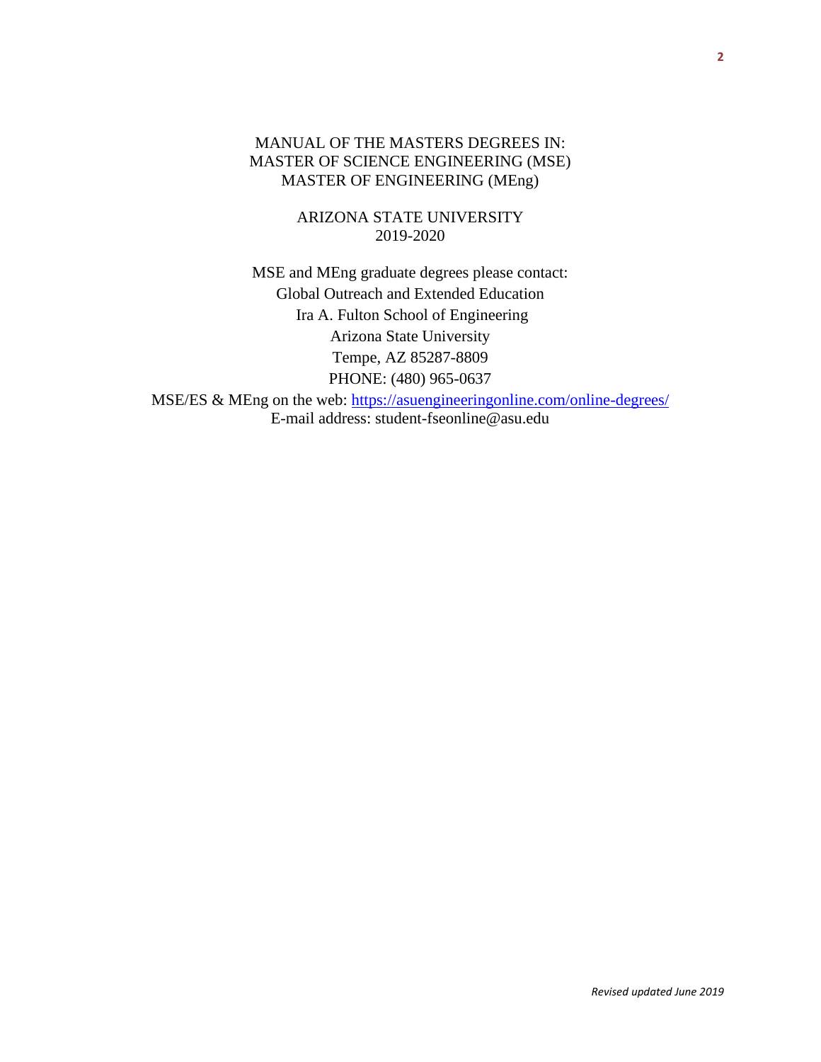MANUAL OF THE MASTERS DEGREES IN:
MASTER OF SCIENCE ENGINEERING (MSE)
MASTER OF ENGINEERING (MEng)

ARIZONA STATE UNIVERSITY
2019-2020

MSE and MEng graduate degrees please contact:
Global Outreach and Extended Education
Ira A. Fulton School of Engineering
Arizona State University
Tempe, AZ 85287-8809
PHONE: (480) 965-0637
MSE/ES & MEng on the web: https://asuengineeringonline.com/online-degrees/
E-mail address: student-fseonline@asu.edu

*Revised updated June 2019*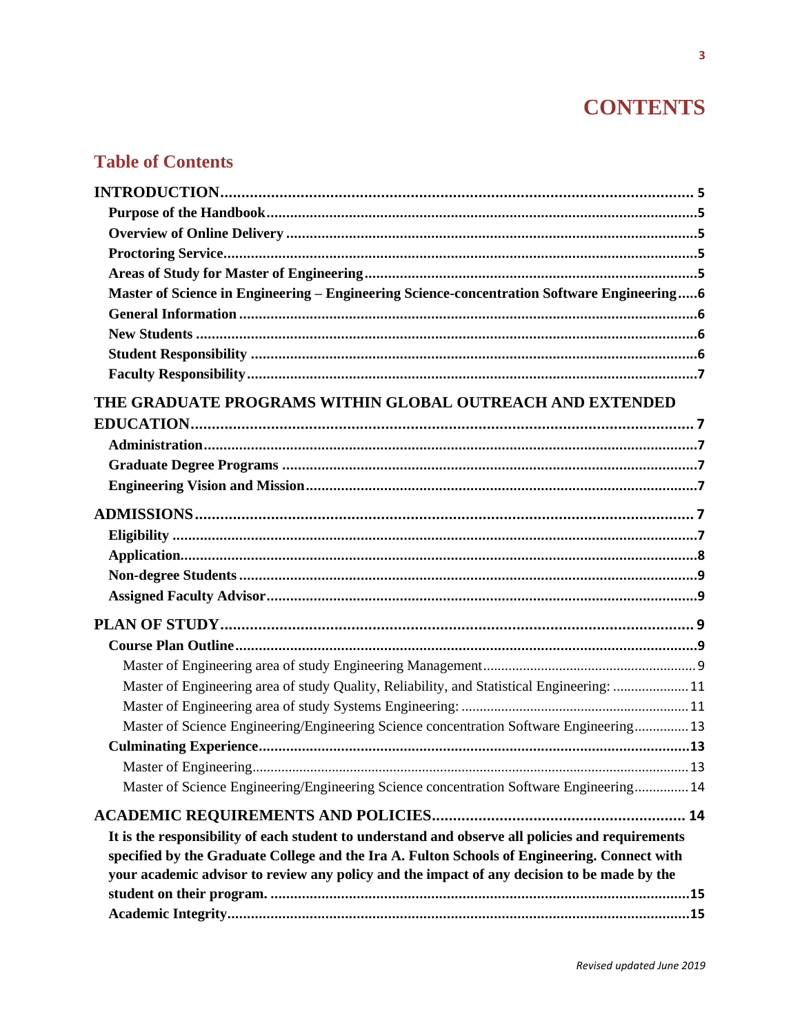# CONTENTS

## Table of Contents

**INTRODUCTION** ..... 5
- **Purpose of the Handbook** ..... 5
- **Overview of Online Delivery** ..... 5
- **Proctoring Service** ..... 5
- **Areas of Study for Master of Engineering** ..... 5
- **Master of Science in Engineering – Engineering Science-concentration Software Engineering** ..... 6
- **General Information** ..... 6
- **New Students** ..... 6
- **Student Responsibility** ..... 6
- **Faculty Responsibility** ..... 7

**THE GRADUATE PROGRAMS WITHIN GLOBAL OUTREACH AND EXTENDED EDUCATION** ..... 7
- **Administration** ..... 7
- **Graduate Degree Programs** ..... 7
- **Engineering Vision and Mission** ..... 7

**ADMISSIONS** ..... 7
- **Eligibility** ..... 7
- **Application** ..... 8
- **Non-degree Students** ..... 9
- **Assigned Faculty Advisor** ..... 9

**PLAN OF STUDY** ..... 9
- **Course Plan Outline** ..... 9
  - Master of Engineering area of study Engineering Management ..... 9
  - Master of Engineering area of study Quality, Reliability, and Statistical Engineering: ..... 11
  - Master of Engineering area of study Systems Engineering: ..... 11
  - Master of Science Engineering/Engineering Science concentration Software Engineering ..... 13
- **Culminating Experience** ..... 13
  - Master of Engineering ..... 13
  - Master of Science Engineering/Engineering Science concentration Software Engineering ..... 14

**ACADEMIC REQUIREMENTS AND POLICIES** ..... 14
- **It is the responsibility of each student to understand and observe all policies and requirements specified by the Graduate College and the Ira A. Fulton Schools of Engineering. Connect with your academic advisor to review any policy and the impact of any decision to be made by the student on their program.** ..... 15
- **Academic Integrity** ..... 15

*Revised updated June 2019*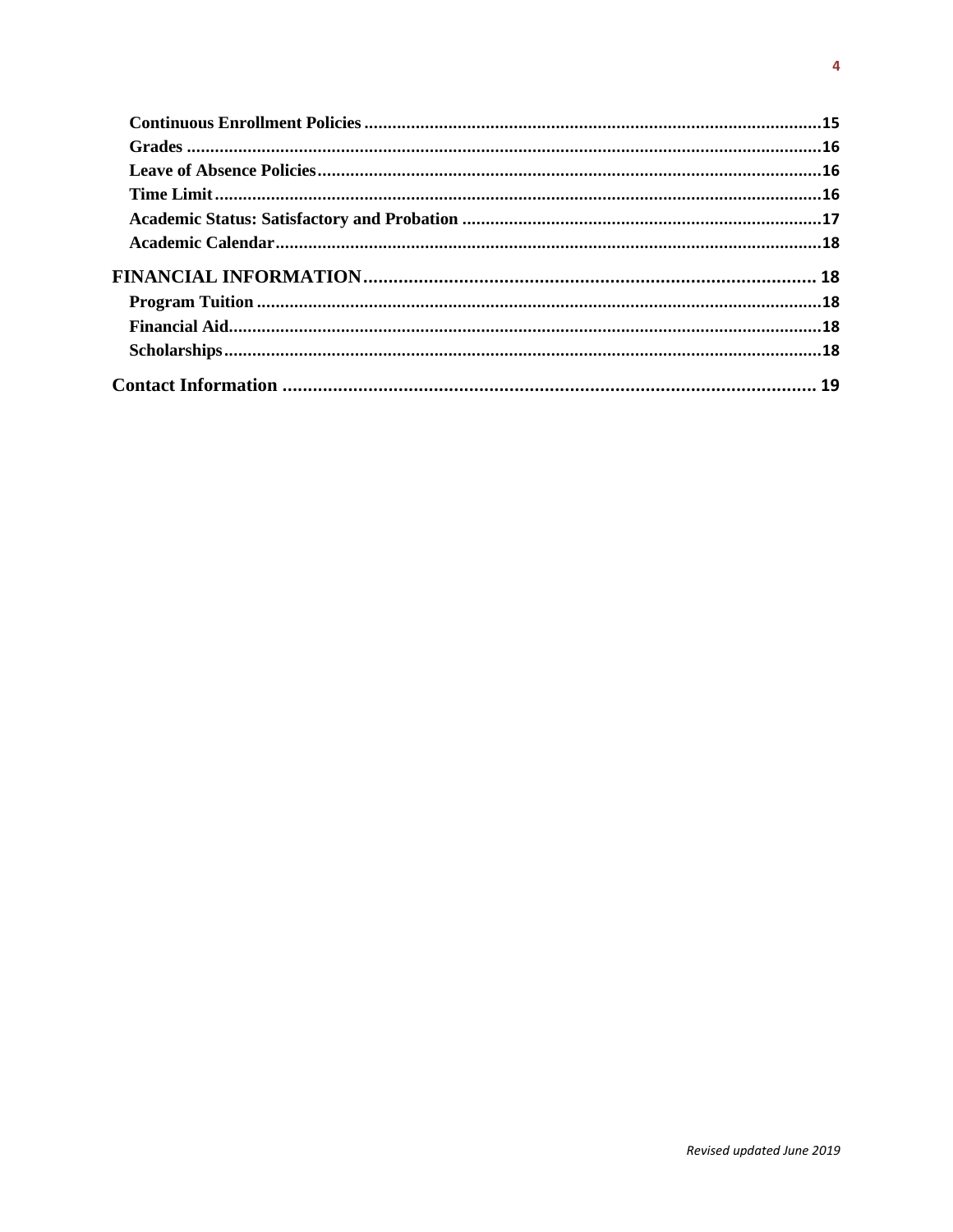**Continuous Enrollment Policies** .......... 15
**Grades** .......... 16
**Leave of Absence Policies** .......... 16
**Time Limit** .......... 16
**Academic Status: Satisfactory and Probation** .......... 17
**Academic Calendar** .......... 18

**FINANCIAL INFORMATION** .......... 18
**Program Tuition** .......... 18
**Financial Aid** .......... 18
**Scholarships** .......... 18

**Contact Information** .......... 19

*Revised updated June 2019*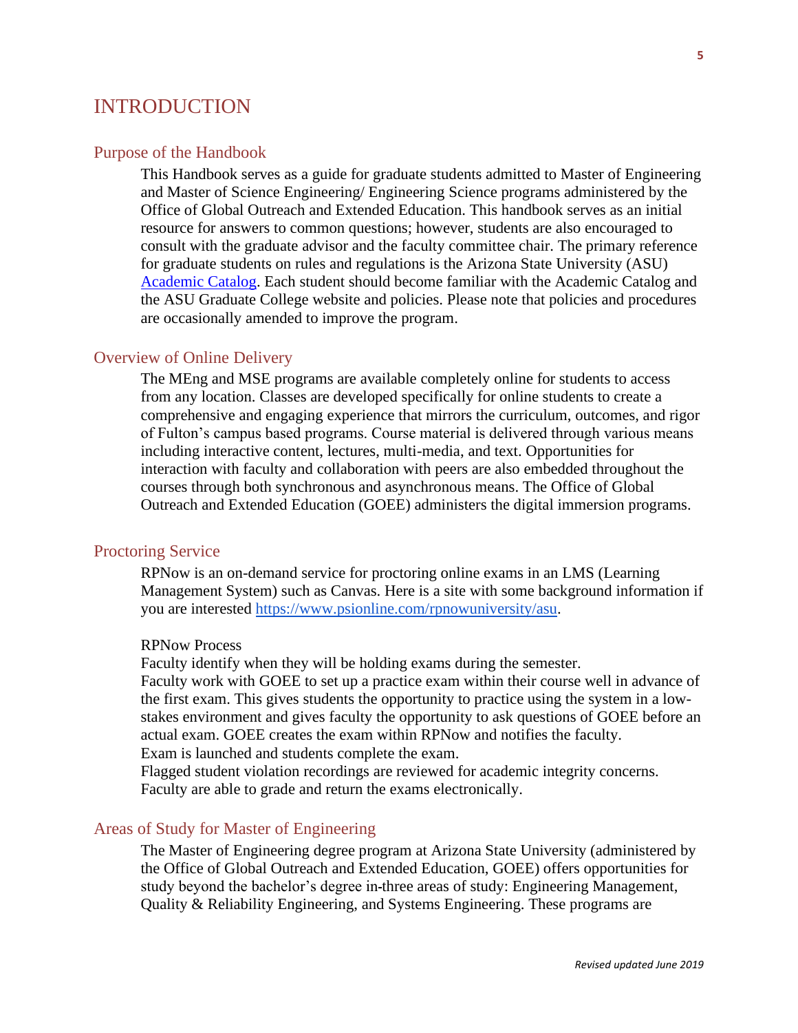# INTRODUCTION

## Purpose of the Handbook

This Handbook serves as a guide for graduate students admitted to Master of Engineering and Master of Science Engineering/ Engineering Science programs administered by the Office of Global Outreach and Extended Education. This handbook serves as an initial resource for answers to common questions; however, students are also encouraged to consult with the graduate advisor and the faculty committee chair. The primary reference for graduate students on rules and regulations is the Arizona State University (ASU) Academic Catalog. Each student should become familiar with the Academic Catalog and the ASU Graduate College website and policies. Please note that policies and procedures are occasionally amended to improve the program.

## Overview of Online Delivery

The MEng and MSE programs are available completely online for students to access from any location. Classes are developed specifically for online students to create a comprehensive and engaging experience that mirrors the curriculum, outcomes, and rigor of Fulton's campus based programs. Course material is delivered through various means including interactive content, lectures, multi-media, and text. Opportunities for interaction with faculty and collaboration with peers are also embedded throughout the courses through both synchronous and asynchronous means. The Office of Global Outreach and Extended Education (GOEE) administers the digital immersion programs.

## Proctoring Service

RPNow is an on-demand service for proctoring online exams in an LMS (Learning Management System) such as Canvas. Here is a site with some background information if you are interested https://www.psionline.com/rpnowuniversity/asu.

RPNow Process

Faculty identify when they will be holding exams during the semester.
Faculty work with GOEE to set up a practice exam within their course well in advance of the first exam. This gives students the opportunity to practice using the system in a low-stakes environment and gives faculty the opportunity to ask questions of GOEE before an actual exam. GOEE creates the exam within RPNow and notifies the faculty.
Exam is launched and students complete the exam.
Flagged student violation recordings are reviewed for academic integrity concerns.
Faculty are able to grade and return the exams electronically.

## Areas of Study for Master of Engineering

The Master of Engineering degree program at Arizona State University (administered by the Office of Global Outreach and Extended Education, GOEE) offers opportunities for study beyond the bachelor's degree in three areas of study: Engineering Management, Quality & Reliability Engineering, and Systems Engineering. These programs are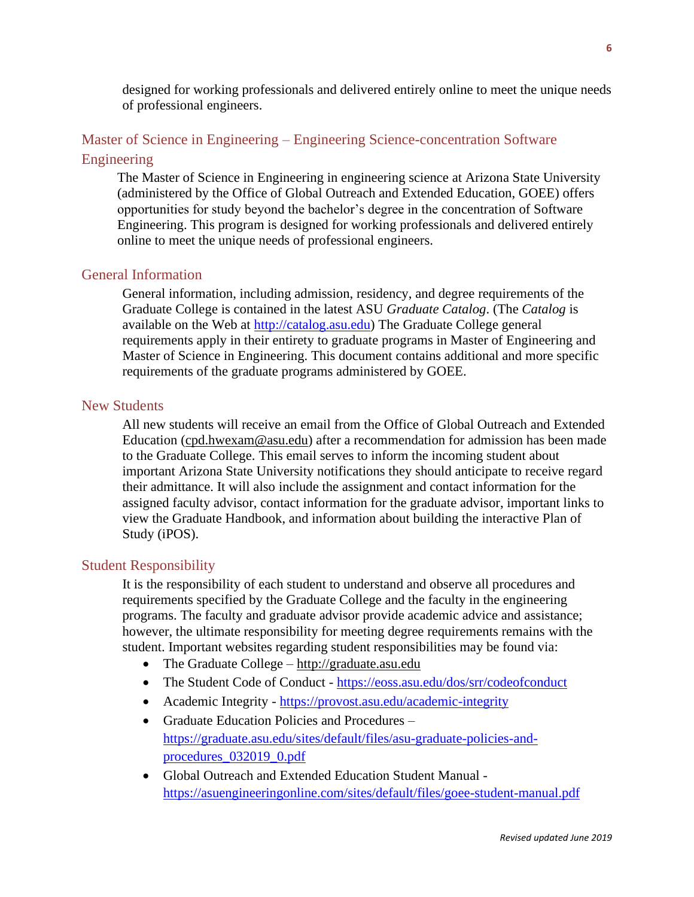designed for working professionals and delivered entirely online to meet the unique needs of professional engineers.

## Master of Science in Engineering – Engineering Science-concentration Software Engineering

The Master of Science in Engineering in engineering science at Arizona State University (administered by the Office of Global Outreach and Extended Education, GOEE) offers opportunities for study beyond the bachelor's degree in the concentration of Software Engineering. This program is designed for working professionals and delivered entirely online to meet the unique needs of professional engineers.

## General Information

General information, including admission, residency, and degree requirements of the Graduate College is contained in the latest ASU *Graduate Catalog*. (The *Catalog* is available on the Web at http://catalog.asu.edu) The Graduate College general requirements apply in their entirety to graduate programs in Master of Engineering and Master of Science in Engineering. This document contains additional and more specific requirements of the graduate programs administered by GOEE.

## New Students

All new students will receive an email from the Office of Global Outreach and Extended Education (cpd.hwexam@asu.edu) after a recommendation for admission has been made to the Graduate College. This email serves to inform the incoming student about important Arizona State University notifications they should anticipate to receive regard their admittance. It will also include the assignment and contact information for the assigned faculty advisor, contact information for the graduate advisor, important links to view the Graduate Handbook, and information about building the interactive Plan of Study (iPOS).

## Student Responsibility

It is the responsibility of each student to understand and observe all procedures and requirements specified by the Graduate College and the faculty in the engineering programs. The faculty and graduate advisor provide academic advice and assistance; however, the ultimate responsibility for meeting degree requirements remains with the student. Important websites regarding student responsibilities may be found via:

- The Graduate College – http://graduate.asu.edu
- The Student Code of Conduct - https://eoss.asu.edu/dos/srr/codeofconduct
- Academic Integrity - https://provost.asu.edu/academic-integrity
- Graduate Education Policies and Procedures – https://graduate.asu.edu/sites/default/files/asu-graduate-policies-and-procedures_032019_0.pdf
- Global Outreach and Extended Education Student Manual - https://asuengineeringonline.com/sites/default/files/goee-student-manual.pdf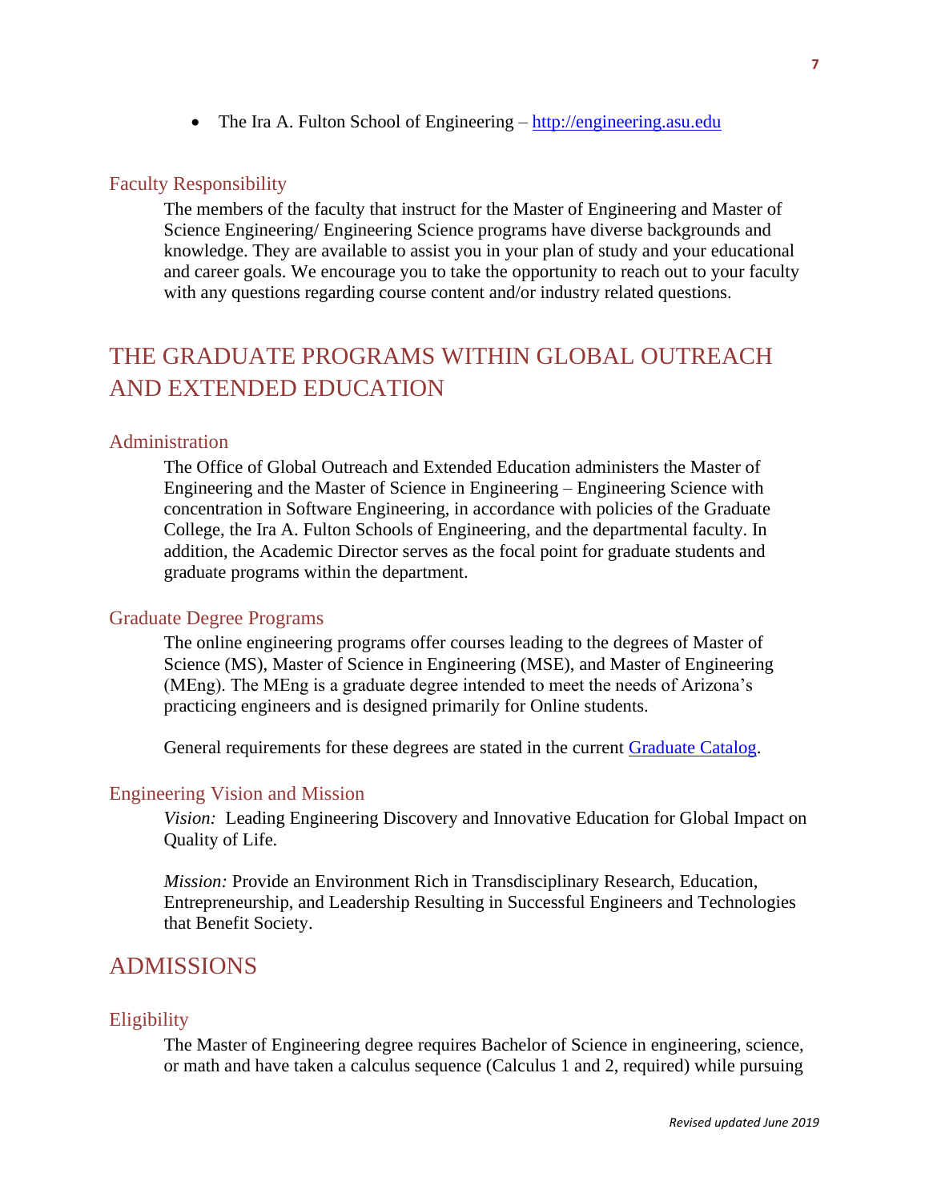- The Ira A. Fulton School of Engineering – [http://engineering.asu.edu](http://engineering.asu.edu)

### Faculty Responsibility

The members of the faculty that instruct for the Master of Engineering and Master of Science Engineering/ Engineering Science programs have diverse backgrounds and knowledge. They are available to assist you in your plan of study and your educational and career goals. We encourage you to take the opportunity to reach out to your faculty with any questions regarding course content and/or industry related questions.

## THE GRADUATE PROGRAMS WITHIN GLOBAL OUTREACH AND EXTENDED EDUCATION

### Administration

The Office of Global Outreach and Extended Education administers the Master of Engineering and the Master of Science in Engineering – Engineering Science with concentration in Software Engineering, in accordance with policies of the Graduate College, the Ira A. Fulton Schools of Engineering, and the departmental faculty. In addition, the Academic Director serves as the focal point for graduate students and graduate programs within the department.

### Graduate Degree Programs

The online engineering programs offer courses leading to the degrees of Master of Science (MS), Master of Science in Engineering (MSE), and Master of Engineering (MEng). The MEng is a graduate degree intended to meet the needs of Arizona's practicing engineers and is designed primarily for Online students.

General requirements for these degrees are stated in the current [Graduate Catalog](Graduate Catalog).

### Engineering Vision and Mission

*Vision:* Leading Engineering Discovery and Innovative Education for Global Impact on Quality of Life.

*Mission:* Provide an Environment Rich in Transdisciplinary Research, Education, Entrepreneurship, and Leadership Resulting in Successful Engineers and Technologies that Benefit Society.

## ADMISSIONS

### Eligibility

The Master of Engineering degree requires Bachelor of Science in engineering, science, or math and have taken a calculus sequence (Calculus 1 and 2, required) while pursuing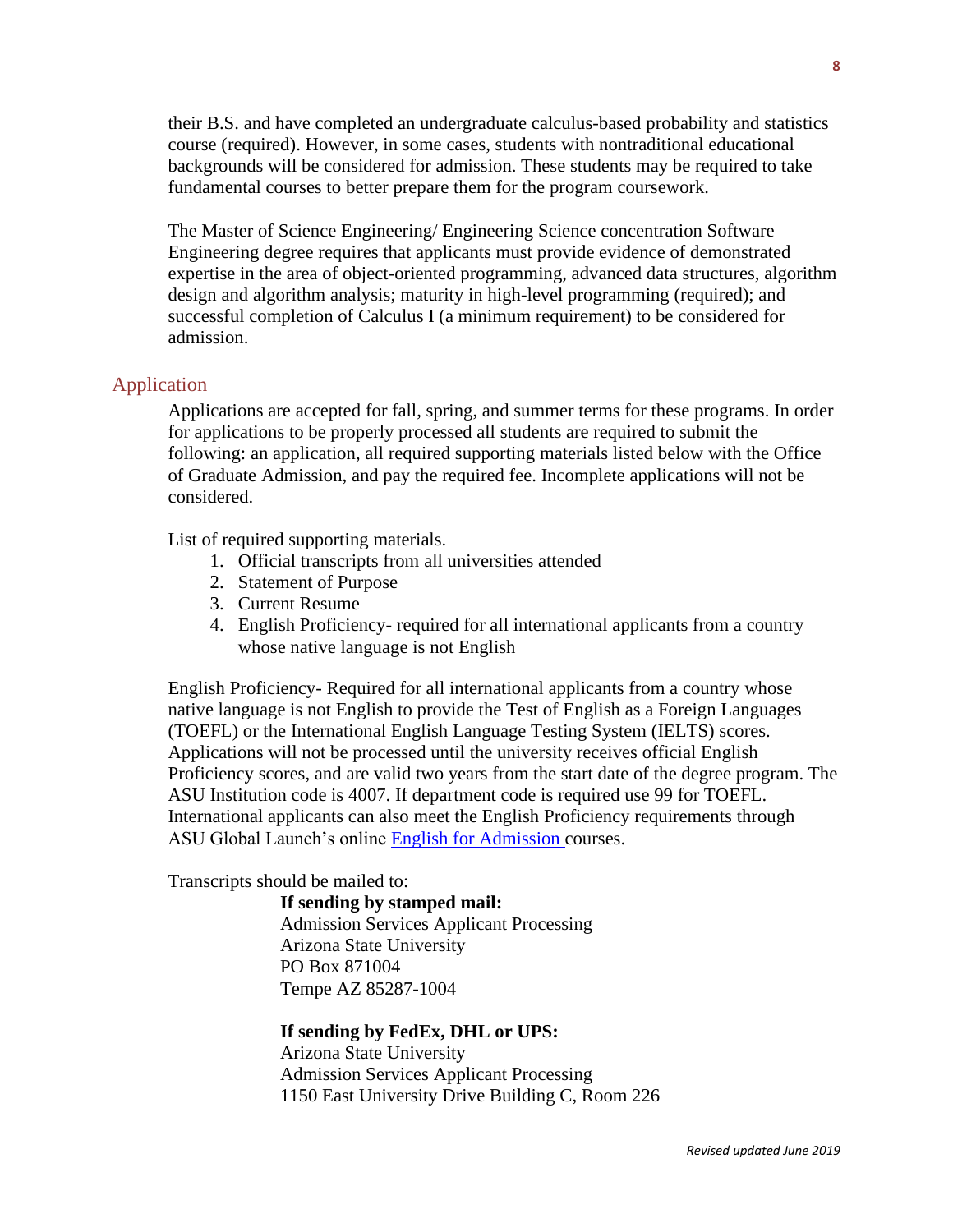their B.S. and have completed an undergraduate calculus-based probability and statistics course (required). However, in some cases, students with nontraditional educational backgrounds will be considered for admission. These students may be required to take fundamental courses to better prepare them for the program coursework.

The Master of Science Engineering/ Engineering Science concentration Software Engineering degree requires that applicants must provide evidence of demonstrated expertise in the area of object-oriented programming, advanced data structures, algorithm design and algorithm analysis; maturity in high-level programming (required); and successful completion of Calculus I (a minimum requirement) to be considered for admission.

## Application

Applications are accepted for fall, spring, and summer terms for these programs. In order for applications to be properly processed all students are required to submit the following: an application, all required supporting materials listed below with the Office of Graduate Admission, and pay the required fee. Incomplete applications will not be considered.

List of required supporting materials.

1. Official transcripts from all universities attended
2. Statement of Purpose
3. Current Resume
4. English Proficiency- required for all international applicants from a country whose native language is not English

English Proficiency- Required for all international applicants from a country whose native language is not English to provide the Test of English as a Foreign Languages (TOEFL) or the International English Language Testing System (IELTS) scores. Applications will not be processed until the university receives official English Proficiency scores, and are valid two years from the start date of the degree program. The ASU Institution code is 4007. If department code is required use 99 for TOEFL. International applicants can also meet the English Proficiency requirements through ASU Global Launch's online English for Admission courses.

Transcripts should be mailed to:

**If sending by stamped mail:**
Admission Services Applicant Processing
Arizona State University
PO Box 871004
Tempe AZ 85287-1004

**If sending by FedEx, DHL or UPS:**
Arizona State University
Admission Services Applicant Processing
1150 East University Drive Building C, Room 226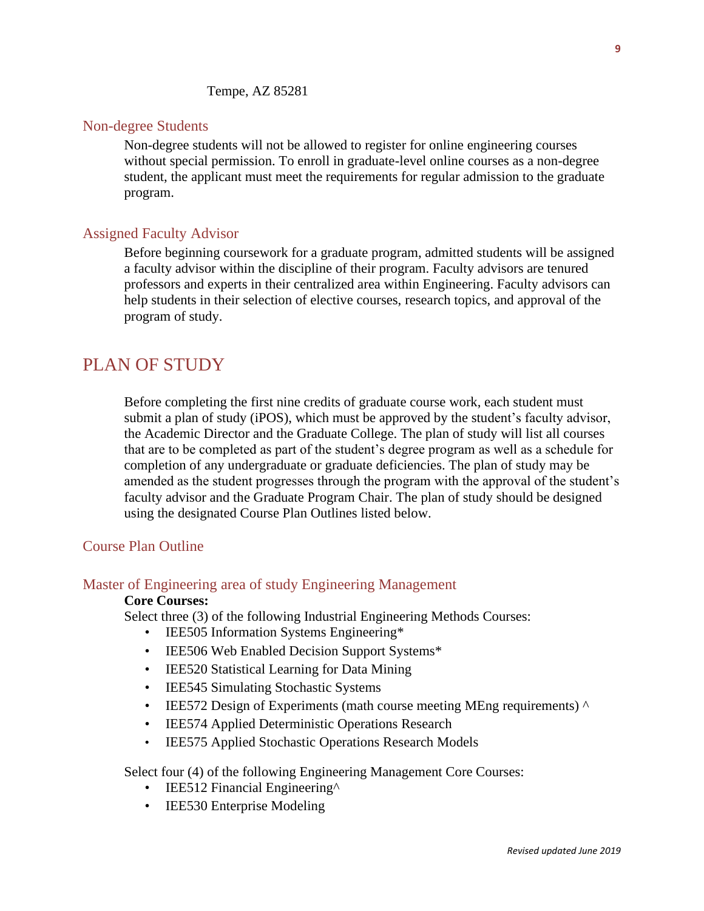Tempe, AZ 85281

## Non-degree Students

Non-degree students will not be allowed to register for online engineering courses without special permission. To enroll in graduate-level online courses as a non-degree student, the applicant must meet the requirements for regular admission to the graduate program.

## Assigned Faculty Advisor

Before beginning coursework for a graduate program, admitted students will be assigned a faculty advisor within the discipline of their program. Faculty advisors are tenured professors and experts in their centralized area within Engineering. Faculty advisors can help students in their selection of elective courses, research topics, and approval of the program of study.

# PLAN OF STUDY

Before completing the first nine credits of graduate course work, each student must submit a plan of study (iPOS), which must be approved by the student's faculty advisor, the Academic Director and the Graduate College. The plan of study will list all courses that are to be completed as part of the student's degree program as well as a schedule for completion of any undergraduate or graduate deficiencies. The plan of study may be amended as the student progresses through the program with the approval of the student's faculty advisor and the Graduate Program Chair. The plan of study should be designed using the designated Course Plan Outlines listed below.

## Course Plan Outline

### Master of Engineering area of study Engineering Management

**Core Courses:**

Select three (3) of the following Industrial Engineering Methods Courses:

- IEE505 Information Systems Engineering*
- IEE506 Web Enabled Decision Support Systems*
- IEE520 Statistical Learning for Data Mining
- IEE545 Simulating Stochastic Systems
- IEE572 Design of Experiments (math course meeting MEng requirements) ^
- IEE574 Applied Deterministic Operations Research
- IEE575 Applied Stochastic Operations Research Models

Select four (4) of the following Engineering Management Core Courses:

- IEE512 Financial Engineering^
- IEE530 Enterprise Modeling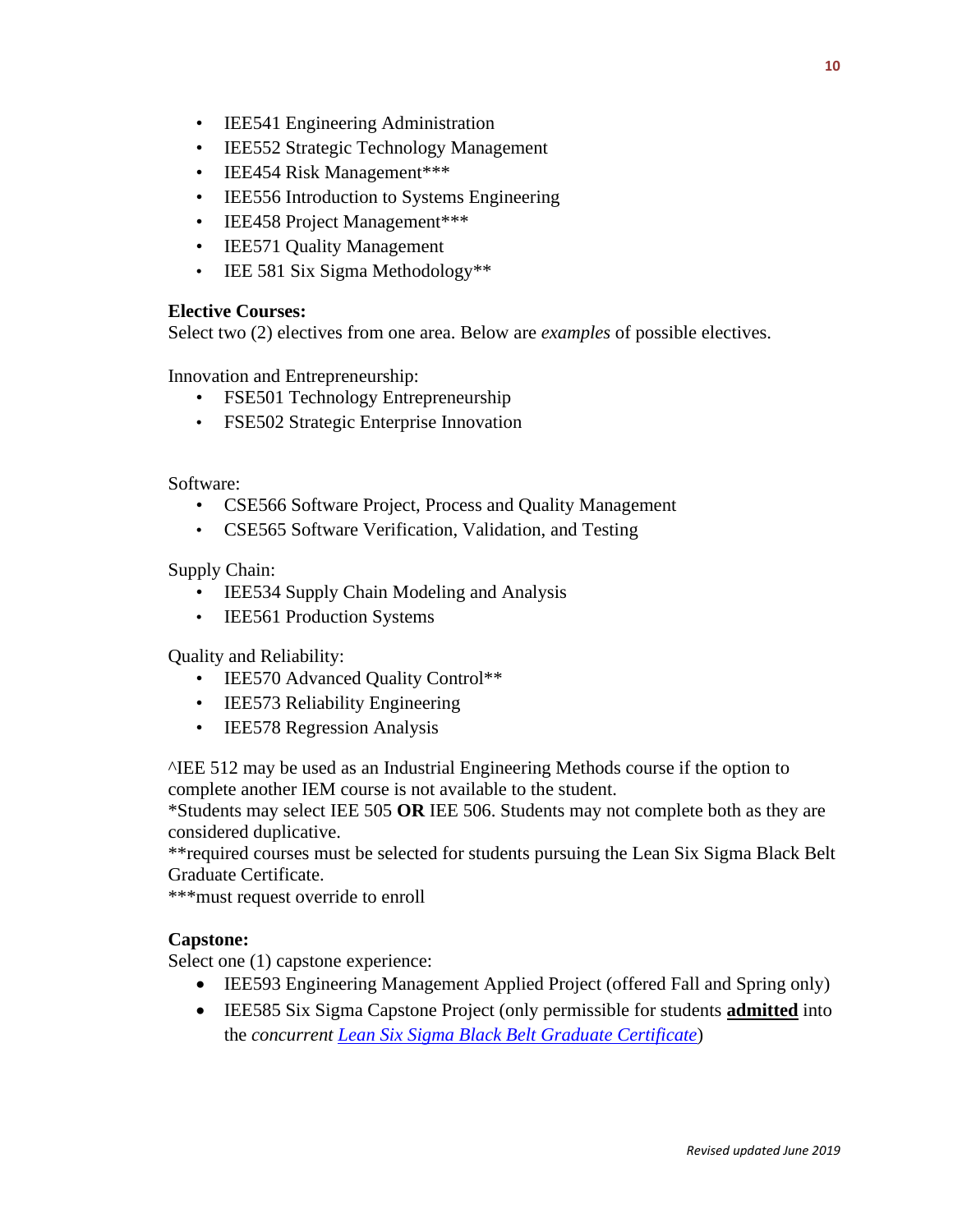- IEE541 Engineering Administration
- IEE552 Strategic Technology Management
- IEE454 Risk Management***
- IEE556 Introduction to Systems Engineering
- IEE458 Project Management***
- IEE571 Quality Management
- IEE 581 Six Sigma Methodology**

**Elective Courses:**
Select two (2) electives from one area. Below are *examples* of possible electives.

Innovation and Entrepreneurship:

- FSE501 Technology Entrepreneurship
- FSE502 Strategic Enterprise Innovation

Software:

- CSE566 Software Project, Process and Quality Management
- CSE565 Software Verification, Validation, and Testing

Supply Chain:

- IEE534 Supply Chain Modeling and Analysis
- IEE561 Production Systems

Quality and Reliability:

- IEE570 Advanced Quality Control**
- IEE573 Reliability Engineering
- IEE578 Regression Analysis

^IEE 512 may be used as an Industrial Engineering Methods course if the option to complete another IEM course is not available to the student.
*Students may select IEE 505 **OR** IEE 506. Students may not complete both as they are considered duplicative.
**required courses must be selected for students pursuing the Lean Six Sigma Black Belt Graduate Certificate.
***must request override to enroll

**Capstone:**
Select one (1) capstone experience:

- IEE593 Engineering Management Applied Project (offered Fall and Spring only)
- IEE585 Six Sigma Capstone Project (only permissible for students **admitted** into the *concurrent Lean Six Sigma Black Belt Graduate Certificate*)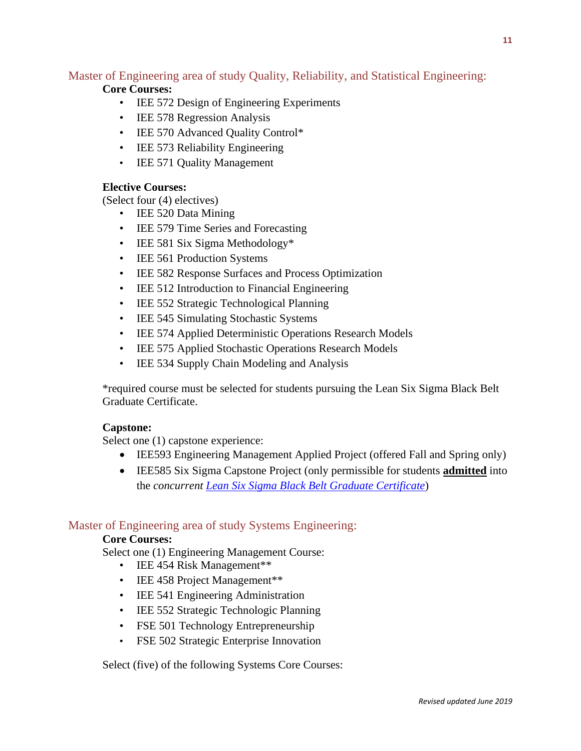## Master of Engineering area of study Quality, Reliability, and Statistical Engineering:

**Core Courses:**

- IEE 572 Design of Engineering Experiments
- IEE 578 Regression Analysis
- IEE 570 Advanced Quality Control*
- IEE 573 Reliability Engineering
- IEE 571 Quality Management

**Elective Courses:**

(Select four (4) electives)

- IEE 520 Data Mining
- IEE 579 Time Series and Forecasting
- IEE 581 Six Sigma Methodology*
- IEE 561 Production Systems
- IEE 582 Response Surfaces and Process Optimization
- IEE 512 Introduction to Financial Engineering
- IEE 552 Strategic Technological Planning
- IEE 545 Simulating Stochastic Systems
- IEE 574 Applied Deterministic Operations Research Models
- IEE 575 Applied Stochastic Operations Research Models
- IEE 534 Supply Chain Modeling and Analysis

*required course must be selected for students pursuing the Lean Six Sigma Black Belt Graduate Certificate.

**Capstone:**

Select one (1) capstone experience:

- IEE593 Engineering Management Applied Project (offered Fall and Spring only)
- IEE585 Six Sigma Capstone Project (only permissible for students **admitted** into the *concurrent* *Lean Six Sigma Black Belt Graduate Certificate*)

## Master of Engineering area of study Systems Engineering:

**Core Courses:**

Select one (1) Engineering Management Course:

- IEE 454 Risk Management**
- IEE 458 Project Management**
- IEE 541 Engineering Administration
- IEE 552 Strategic Technologic Planning
- FSE 501 Technology Entrepreneurship
- FSE 502 Strategic Enterprise Innovation

Select (five) of the following Systems Core Courses: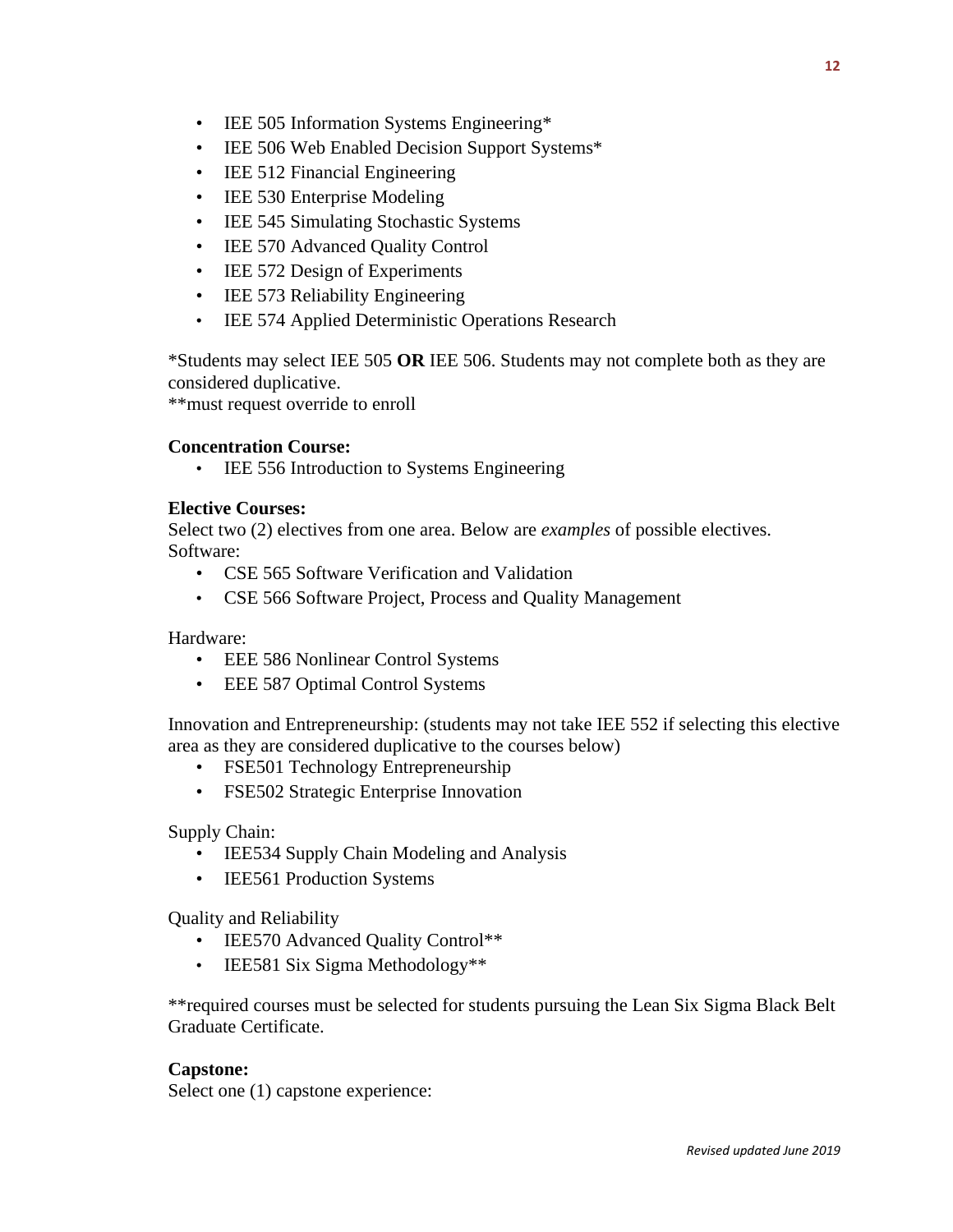- IEE 505 Information Systems Engineering*
- IEE 506 Web Enabled Decision Support Systems*
- IEE 512 Financial Engineering
- IEE 530 Enterprise Modeling
- IEE 545 Simulating Stochastic Systems
- IEE 570 Advanced Quality Control
- IEE 572 Design of Experiments
- IEE 573 Reliability Engineering
- IEE 574 Applied Deterministic Operations Research

*Students may select IEE 505 **OR** IEE 506. Students may not complete both as they are considered duplicative.
**must request override to enroll

**Concentration Course:**

- IEE 556 Introduction to Systems Engineering

**Elective Courses:**
Select two (2) electives from one area. Below are *examples* of possible electives.
Software:

- CSE 565 Software Verification and Validation
- CSE 566 Software Project, Process and Quality Management

Hardware:

- EEE 586 Nonlinear Control Systems
- EEE 587 Optimal Control Systems

Innovation and Entrepreneurship: (students may not take IEE 552 if selecting this elective area as they are considered duplicative to the courses below)

- FSE501 Technology Entrepreneurship
- FSE502 Strategic Enterprise Innovation

Supply Chain:

- IEE534 Supply Chain Modeling and Analysis
- IEE561 Production Systems

Quality and Reliability

- IEE570 Advanced Quality Control**
- IEE581 Six Sigma Methodology**

**required courses must be selected for students pursuing the Lean Six Sigma Black Belt Graduate Certificate.

**Capstone:**
Select one (1) capstone experience: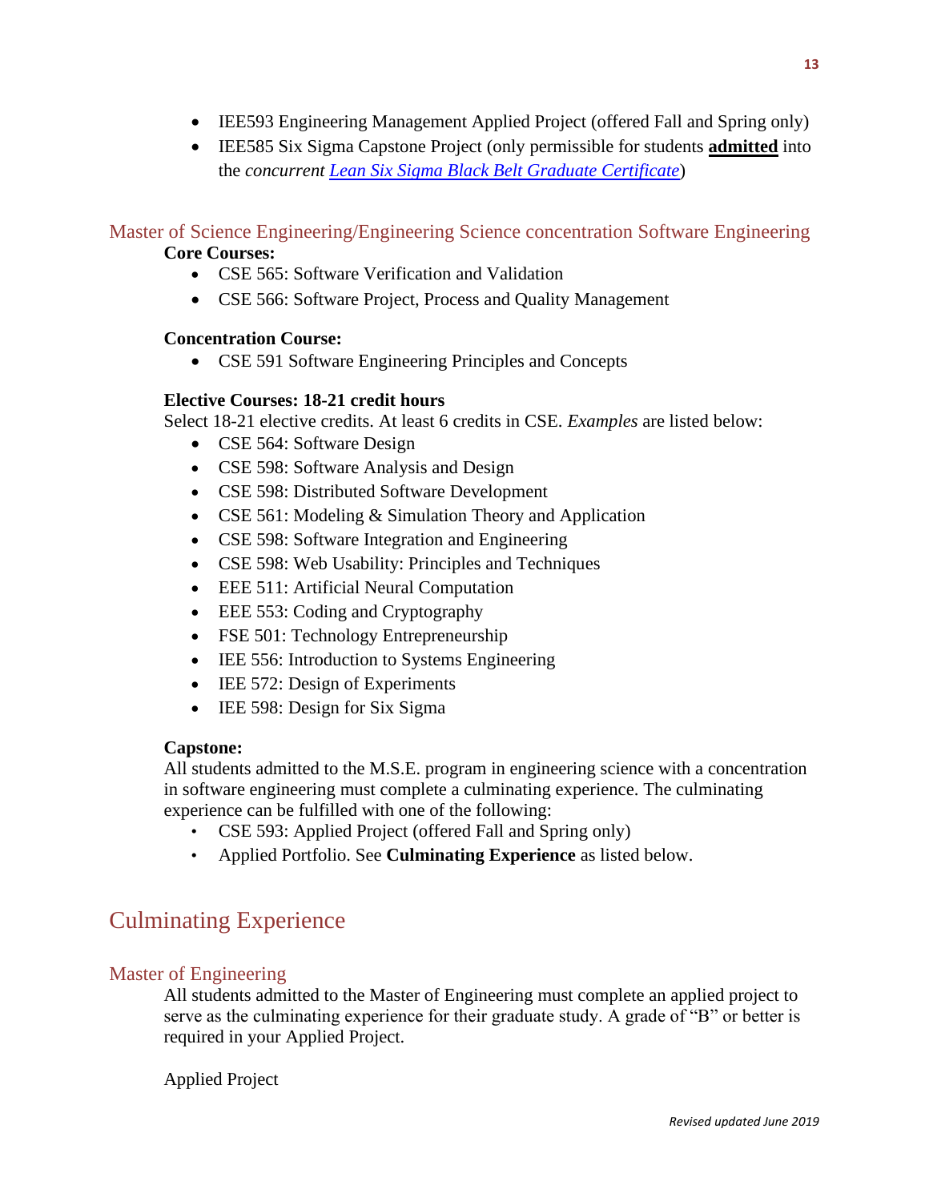- IEE593 Engineering Management Applied Project (offered Fall and Spring only)
- IEE585 Six Sigma Capstone Project (only permissible for students **admitted** into the *concurrent [Lean Six Sigma Black Belt Graduate Certificate](#)*)

## Master of Science Engineering/Engineering Science concentration Software Engineering

**Core Courses:**

- CSE 565: Software Verification and Validation
- CSE 566: Software Project, Process and Quality Management

**Concentration Course:**

- CSE 591 Software Engineering Principles and Concepts

**Elective Courses: 18-21 credit hours**

Select 18-21 elective credits. At least 6 credits in CSE. *Examples* are listed below:

- CSE 564: Software Design
- CSE 598: Software Analysis and Design
- CSE 598: Distributed Software Development
- CSE 561: Modeling & Simulation Theory and Application
- CSE 598: Software Integration and Engineering
- CSE 598: Web Usability: Principles and Techniques
- EEE 511: Artificial Neural Computation
- EEE 553: Coding and Cryptography
- FSE 501: Technology Entrepreneurship
- IEE 556: Introduction to Systems Engineering
- IEE 572: Design of Experiments
- IEE 598: Design for Six Sigma

**Capstone:**

All students admitted to the M.S.E. program in engineering science with a concentration in software engineering must complete a culminating experience. The culminating experience can be fulfilled with one of the following:

- CSE 593: Applied Project (offered Fall and Spring only)
- Applied Portfolio. See **Culminating Experience** as listed below.

# Culminating Experience

## Master of Engineering

All students admitted to the Master of Engineering must complete an applied project to serve as the culminating experience for their graduate study. A grade of "B" or better is required in your Applied Project.

Applied Project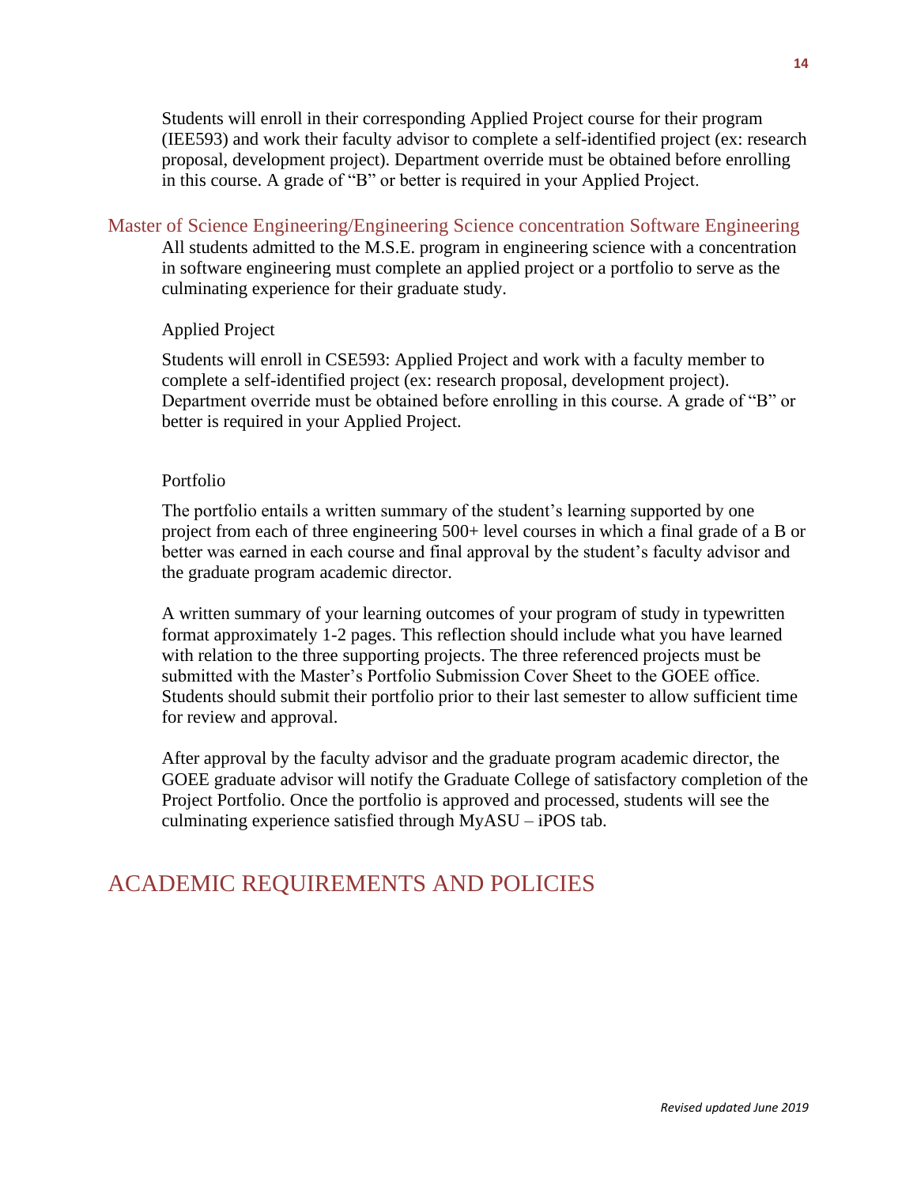Students will enroll in their corresponding Applied Project course for their program (IEE593) and work their faculty advisor to complete a self-identified project (ex: research proposal, development project). Department override must be obtained before enrolling in this course. A grade of "B" or better is required in your Applied Project.

## Master of Science Engineering/Engineering Science concentration Software Engineering

All students admitted to the M.S.E. program in engineering science with a concentration in software engineering must complete an applied project or a portfolio to serve as the culminating experience for their graduate study.

Applied Project

Students will enroll in CSE593: Applied Project and work with a faculty member to complete a self-identified project (ex: research proposal, development project). Department override must be obtained before enrolling in this course. A grade of "B" or better is required in your Applied Project.

Portfolio

The portfolio entails a written summary of the student's learning supported by one project from each of three engineering 500+ level courses in which a final grade of a B or better was earned in each course and final approval by the student's faculty advisor and the graduate program academic director.

A written summary of your learning outcomes of your program of study in typewritten format approximately 1-2 pages. This reflection should include what you have learned with relation to the three supporting projects. The three referenced projects must be submitted with the Master's Portfolio Submission Cover Sheet to the GOEE office. Students should submit their portfolio prior to their last semester to allow sufficient time for review and approval.

After approval by the faculty advisor and the graduate program academic director, the GOEE graduate advisor will notify the Graduate College of satisfactory completion of the Project Portfolio. Once the portfolio is approved and processed, students will see the culminating experience satisfied through MyASU – iPOS tab.

# ACADEMIC REQUIREMENTS AND POLICIES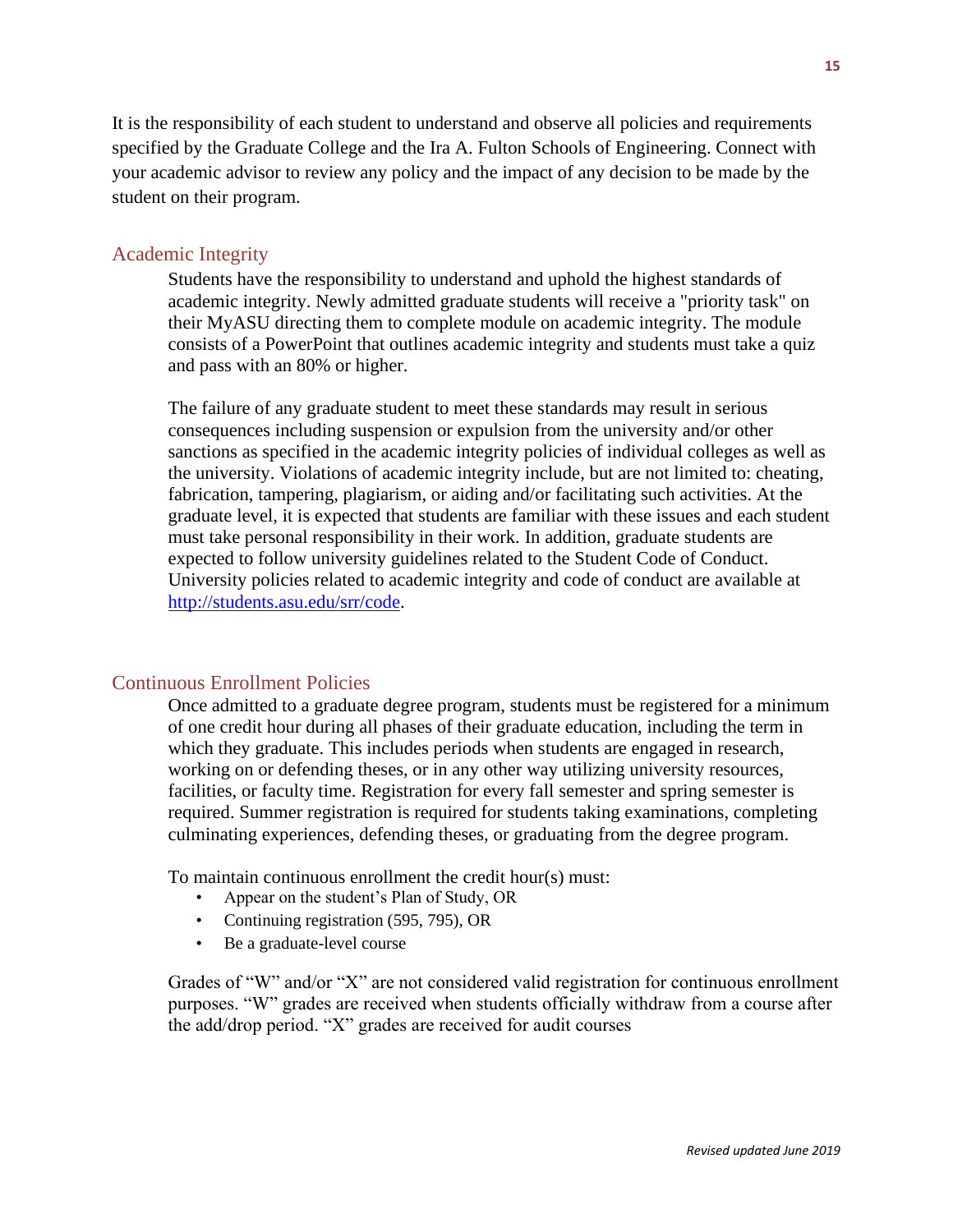It is the responsibility of each student to understand and observe all policies and requirements specified by the Graduate College and the Ira A. Fulton Schools of Engineering. Connect with your academic advisor to review any policy and the impact of any decision to be made by the student on their program.

## Academic Integrity

Students have the responsibility to understand and uphold the highest standards of academic integrity. Newly admitted graduate students will receive a "priority task" on their MyASU directing them to complete module on academic integrity. The module consists of a PowerPoint that outlines academic integrity and students must take a quiz and pass with an 80% or higher.

The failure of any graduate student to meet these standards may result in serious consequences including suspension or expulsion from the university and/or other sanctions as specified in the academic integrity policies of individual colleges as well as the university. Violations of academic integrity include, but are not limited to: cheating, fabrication, tampering, plagiarism, or aiding and/or facilitating such activities. At the graduate level, it is expected that students are familiar with these issues and each student must take personal responsibility in their work. In addition, graduate students are expected to follow university guidelines related to the Student Code of Conduct. University policies related to academic integrity and code of conduct are available at [http://students.asu.edu/srr/code](http://students.asu.edu/srr/code).

## Continuous Enrollment Policies

Once admitted to a graduate degree program, students must be registered for a minimum of one credit hour during all phases of their graduate education, including the term in which they graduate. This includes periods when students are engaged in research, working on or defending theses, or in any other way utilizing university resources, facilities, or faculty time. Registration for every fall semester and spring semester is required. Summer registration is required for students taking examinations, completing culminating experiences, defending theses, or graduating from the degree program.

To maintain continuous enrollment the credit hour(s) must:

- Appear on the student's Plan of Study, OR
- Continuing registration (595, 795), OR
- Be a graduate-level course

Grades of "W" and/or "X" are not considered valid registration for continuous enrollment purposes. "W" grades are received when students officially withdraw from a course after the add/drop period. "X" grades are received for audit courses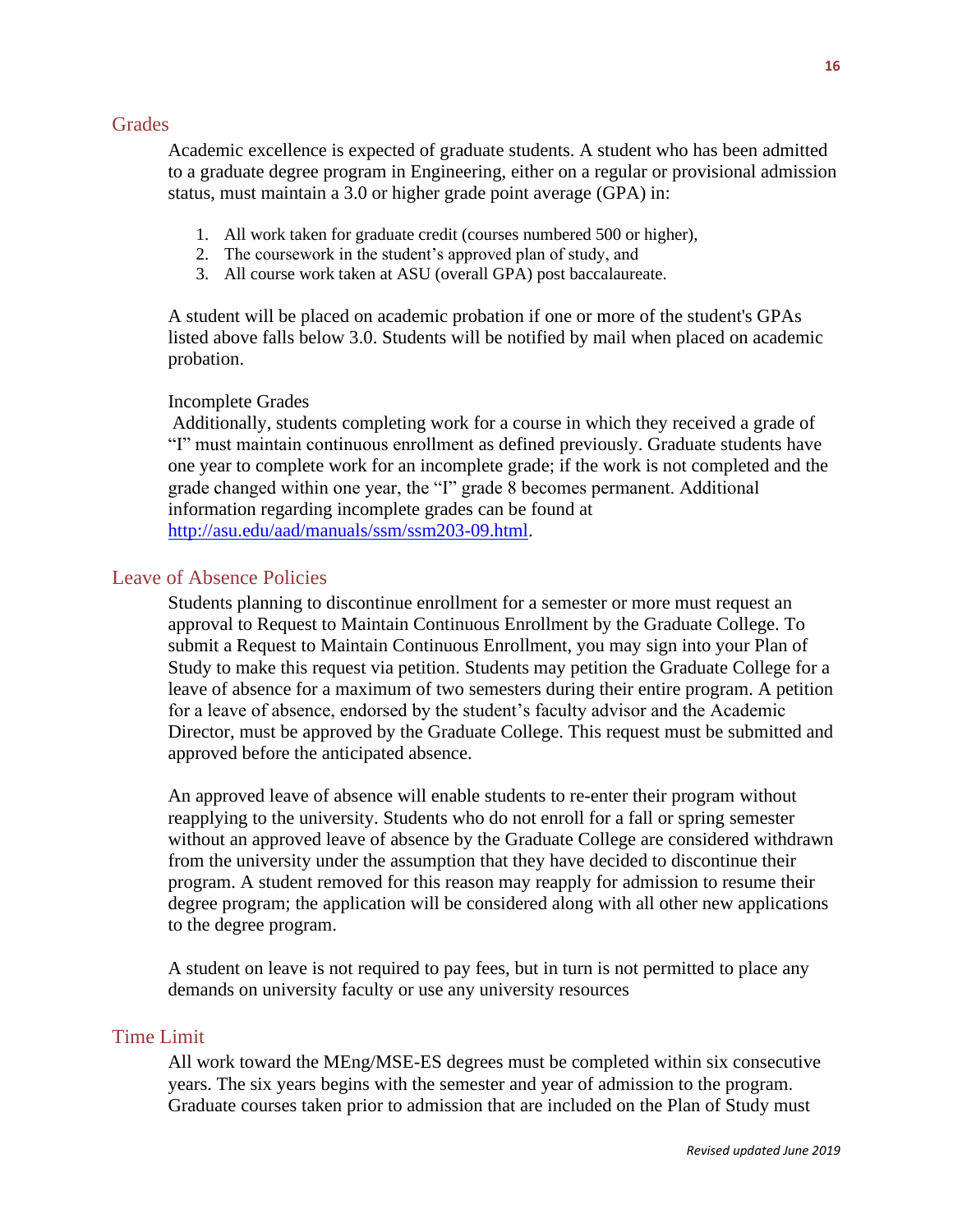## Grades

Academic excellence is expected of graduate students. A student who has been admitted to a graduate degree program in Engineering, either on a regular or provisional admission status, must maintain a 3.0 or higher grade point average (GPA) in:

1. All work taken for graduate credit (courses numbered 500 or higher),
2. The coursework in the student's approved plan of study, and
3. All course work taken at ASU (overall GPA) post baccalaureate.

A student will be placed on academic probation if one or more of the student's GPAs listed above falls below 3.0. Students will be notified by mail when placed on academic probation.

Incomplete Grades

Additionally, students completing work for a course in which they received a grade of "I" must maintain continuous enrollment as defined previously. Graduate students have one year to complete work for an incomplete grade; if the work is not completed and the grade changed within one year, the "I" grade 8 becomes permanent. Additional information regarding incomplete grades can be found at [http://asu.edu/aad/manuals/ssm/ssm203-09.html](http://asu.edu/aad/manuals/ssm/ssm203-09.html).

## Leave of Absence Policies

Students planning to discontinue enrollment for a semester or more must request an approval to Request to Maintain Continuous Enrollment by the Graduate College. To submit a Request to Maintain Continuous Enrollment, you may sign into your Plan of Study to make this request via petition. Students may petition the Graduate College for a leave of absence for a maximum of two semesters during their entire program. A petition for a leave of absence, endorsed by the student's faculty advisor and the Academic Director, must be approved by the Graduate College. This request must be submitted and approved before the anticipated absence.

An approved leave of absence will enable students to re-enter their program without reapplying to the university. Students who do not enroll for a fall or spring semester without an approved leave of absence by the Graduate College are considered withdrawn from the university under the assumption that they have decided to discontinue their program. A student removed for this reason may reapply for admission to resume their degree program; the application will be considered along with all other new applications to the degree program.

A student on leave is not required to pay fees, but in turn is not permitted to place any demands on university faculty or use any university resources

## Time Limit

All work toward the MEng/MSE-ES degrees must be completed within six consecutive years. The six years begins with the semester and year of admission to the program. Graduate courses taken prior to admission that are included on the Plan of Study must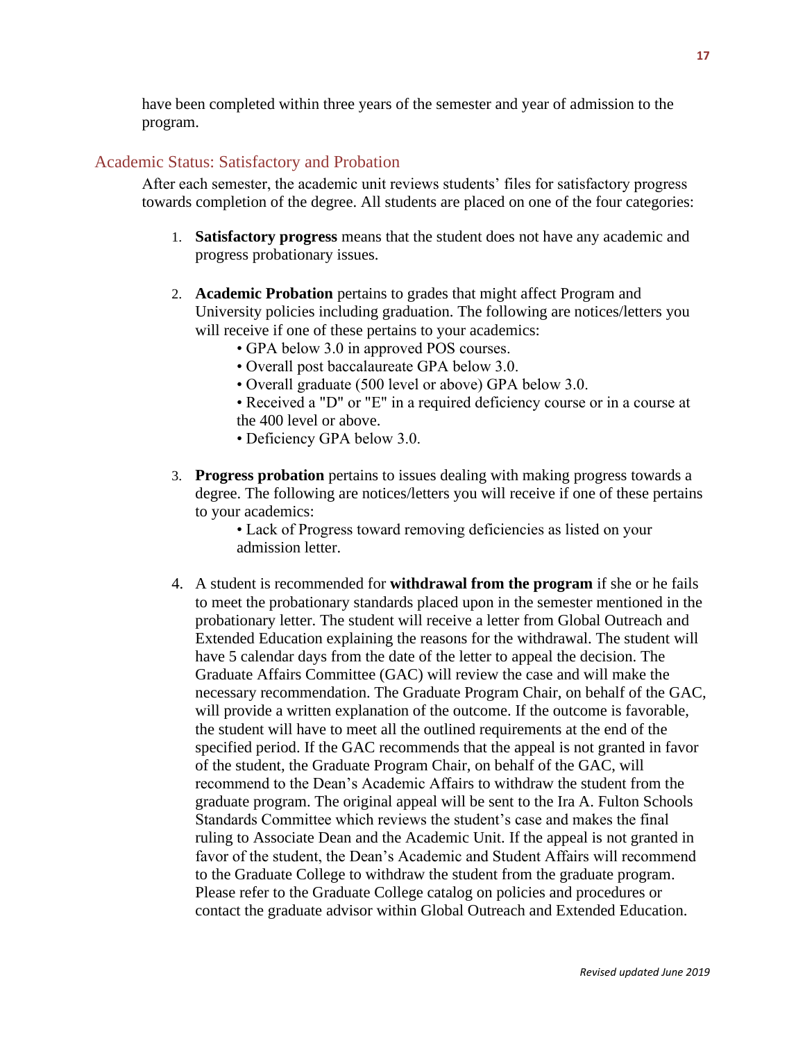have been completed within three years of the semester and year of admission to the program.

## Academic Status: Satisfactory and Probation

After each semester, the academic unit reviews students' files for satisfactory progress towards completion of the degree. All students are placed on one of the four categories:

1. **Satisfactory progress** means that the student does not have any academic and progress probationary issues.

2. **Academic Probation** pertains to grades that might affect Program and University policies including graduation. The following are notices/letters you will receive if one of these pertains to your academics:
   - GPA below 3.0 in approved POS courses.
   - Overall post baccalaureate GPA below 3.0.
   - Overall graduate (500 level or above) GPA below 3.0.
   - Received a "D" or "E" in a required deficiency course or in a course at the 400 level or above.
   - Deficiency GPA below 3.0.

3. **Progress probation** pertains to issues dealing with making progress towards a degree. The following are notices/letters you will receive if one of these pertains to your academics:
   - Lack of Progress toward removing deficiencies as listed on your admission letter.

4. A student is recommended for **withdrawal from the program** if she or he fails to meet the probationary standards placed upon in the semester mentioned in the probationary letter. The student will receive a letter from Global Outreach and Extended Education explaining the reasons for the withdrawal. The student will have 5 calendar days from the date of the letter to appeal the decision. The Graduate Affairs Committee (GAC) will review the case and will make the necessary recommendation. The Graduate Program Chair, on behalf of the GAC, will provide a written explanation of the outcome. If the outcome is favorable, the student will have to meet all the outlined requirements at the end of the specified period. If the GAC recommends that the appeal is not granted in favor of the student, the Graduate Program Chair, on behalf of the GAC, will recommend to the Dean's Academic Affairs to withdraw the student from the graduate program. The original appeal will be sent to the Ira A. Fulton Schools Standards Committee which reviews the student's case and makes the final ruling to Associate Dean and the Academic Unit. If the appeal is not granted in favor of the student, the Dean's Academic and Student Affairs will recommend to the Graduate College to withdraw the student from the graduate program. Please refer to the Graduate College catalog on policies and procedures or contact the graduate advisor within Global Outreach and Extended Education.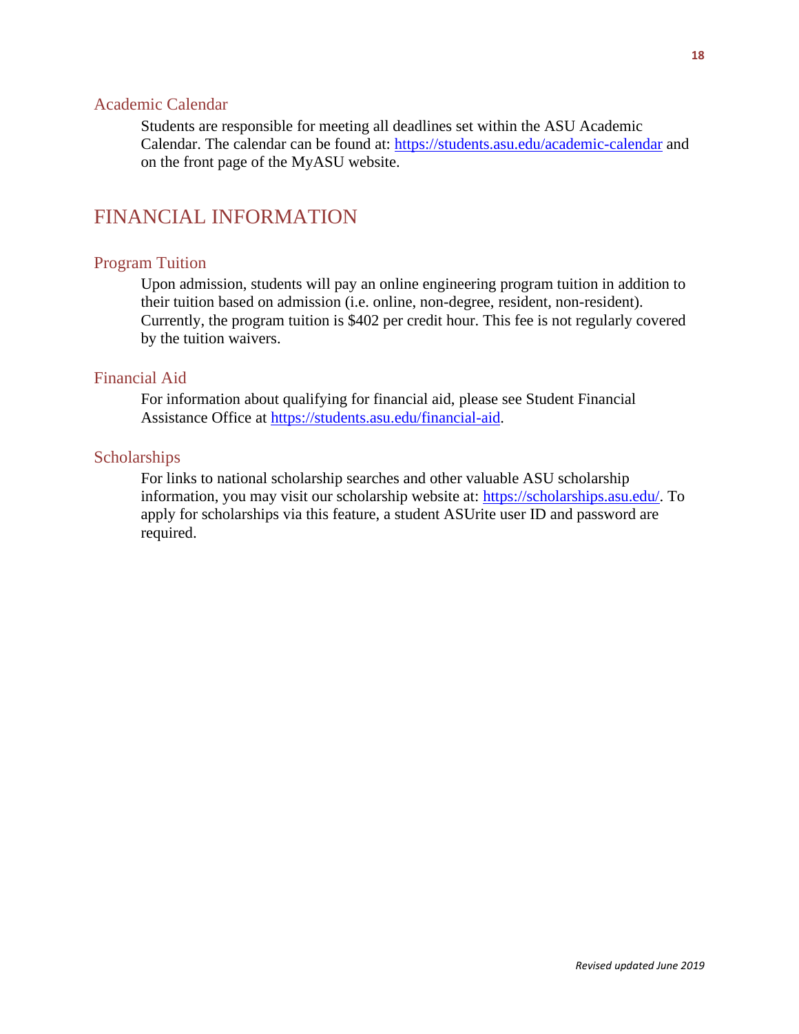### Academic Calendar

Students are responsible for meeting all deadlines set within the ASU Academic Calendar. The calendar can be found at: https://students.asu.edu/academic-calendar and on the front page of the MyASU website.

## FINANCIAL INFORMATION

### Program Tuition

Upon admission, students will pay an online engineering program tuition in addition to their tuition based on admission (i.e. online, non-degree, resident, non-resident). Currently, the program tuition is $402 per credit hour. This fee is not regularly covered by the tuition waivers.

### Financial Aid

For information about qualifying for financial aid, please see Student Financial Assistance Office at https://students.asu.edu/financial-aid.

### Scholarships

For links to national scholarship searches and other valuable ASU scholarship information, you may visit our scholarship website at: https://scholarships.asu.edu/. To apply for scholarships via this feature, a student ASUrite user ID and password are required.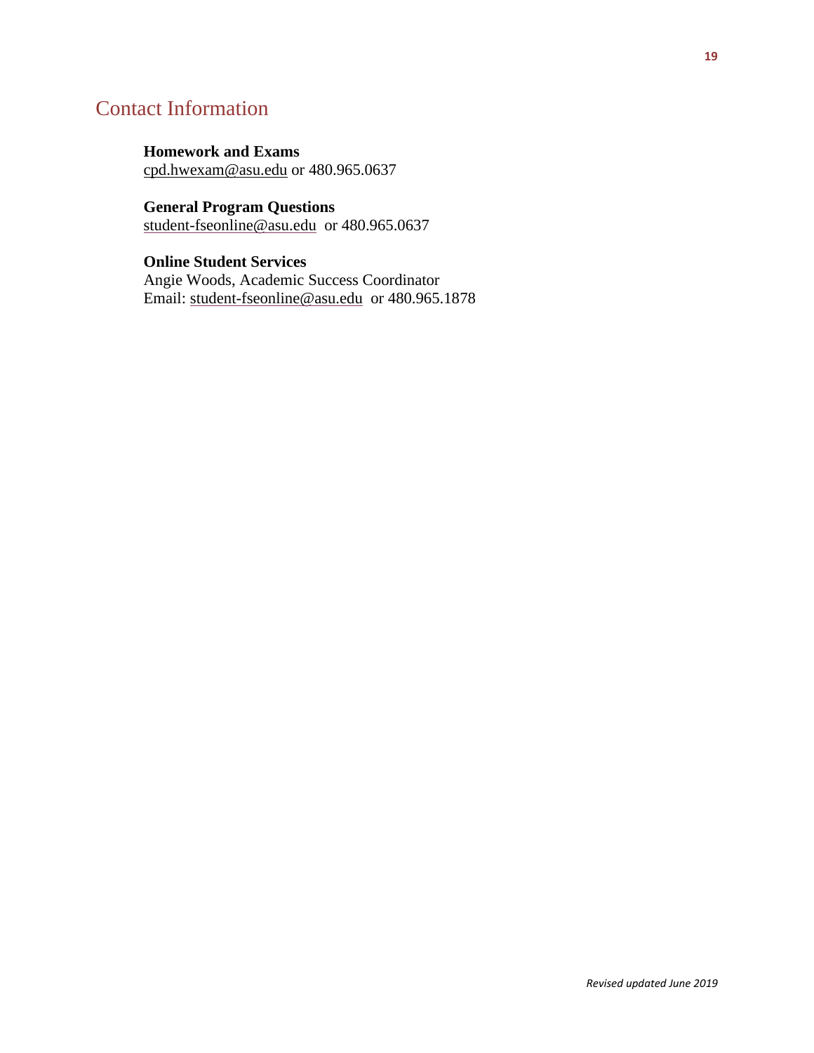# Contact Information

**Homework and Exams**
cpd.hwexam@asu.edu or 480.965.0637

**General Program Questions**
student-fseonline@asu.edu or 480.965.0637

**Online Student Services**
Angie Woods, Academic Success Coordinator
Email: student-fseonline@asu.edu or 480.965.1878

*Revised updated June 2019*